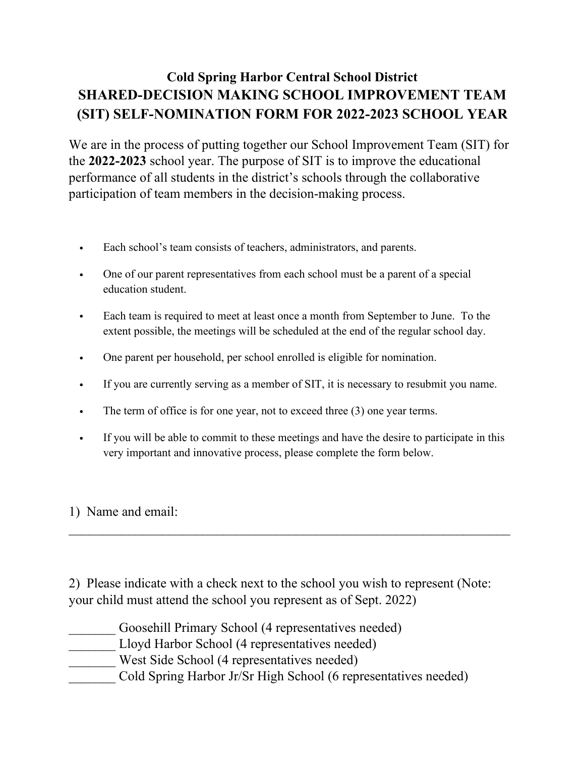# Cold Spring Harbor Central School District

## SHARED-DECISION MAKING SCHOOL IMPROVEMENT TEAM (SIT) SELF-NOMINATION FORM FOR 2022-2023 SCHOOL YEAR

We are in the process of putting together our School Improvement Team (SIT) for the **2022-2023** school year. The purpose of SIT is to improve the educational performance of all students in the district's schools through the collaborative participation of team members in the decision-making process.

- Each school's team consists of teachers, administrators, and parents.
- One of our parent representatives from each school must be a parent of a special education student.
- Each team is required to meet at least once a month from September to June. To the extent possible, the meetings will be scheduled at the end of the regular school day.
- One parent per household, per school enrolled is eligible for nomination.
- If you are currently serving as a member of SIT, it is necessary to resubmit you name.
- The term of office is for one year, not to exceed three (3) one year terms.
- If you will be able to commit to these meetings and have the desire to participate in this very important and innovative process, please complete the form below.

1) Name and email:

______________________________________________________________

2) Please indicate with a check next to the school you wish to represent (Note: your child must attend the school you represent as of Sept. 2022)

_______ Goosehill Primary School (4 representatives needed)
_______ Lloyd Harbor School (4 representatives needed)
_______ West Side School (4 representatives needed)
_______ Cold Spring Harbor Jr/Sr High School (6 representatives needed)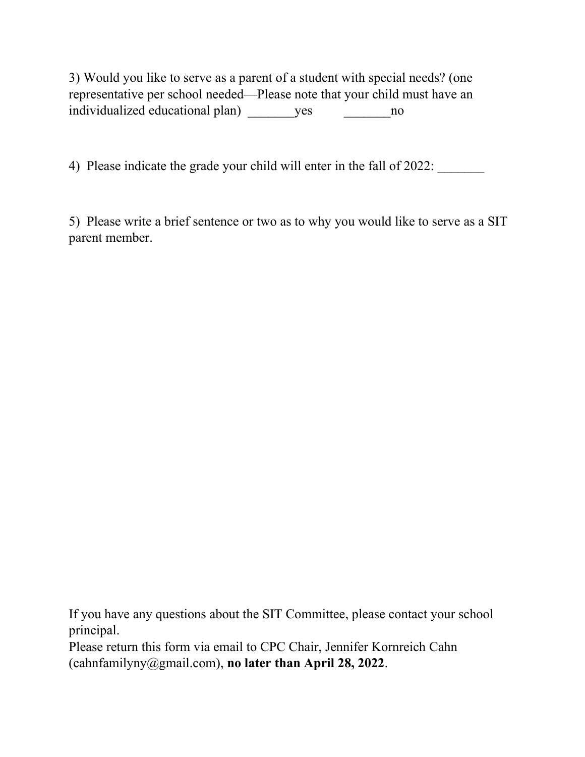3) Would you like to serve as a parent of a student with special needs? (one representative per school needed—Please note that your child must have an individualized educational plan) _______yes _______no

4) Please indicate the grade your child will enter in the fall of 2022: _______

5) Please write a brief sentence or two as to why you would like to serve as a SIT parent member.

If you have any questions about the SIT Committee, please contact your school principal.
Please return this form via email to CPC Chair, Jennifer Kornreich Cahn (cahnfamilyny@gmail.com), **no later than April 28, 2022**.